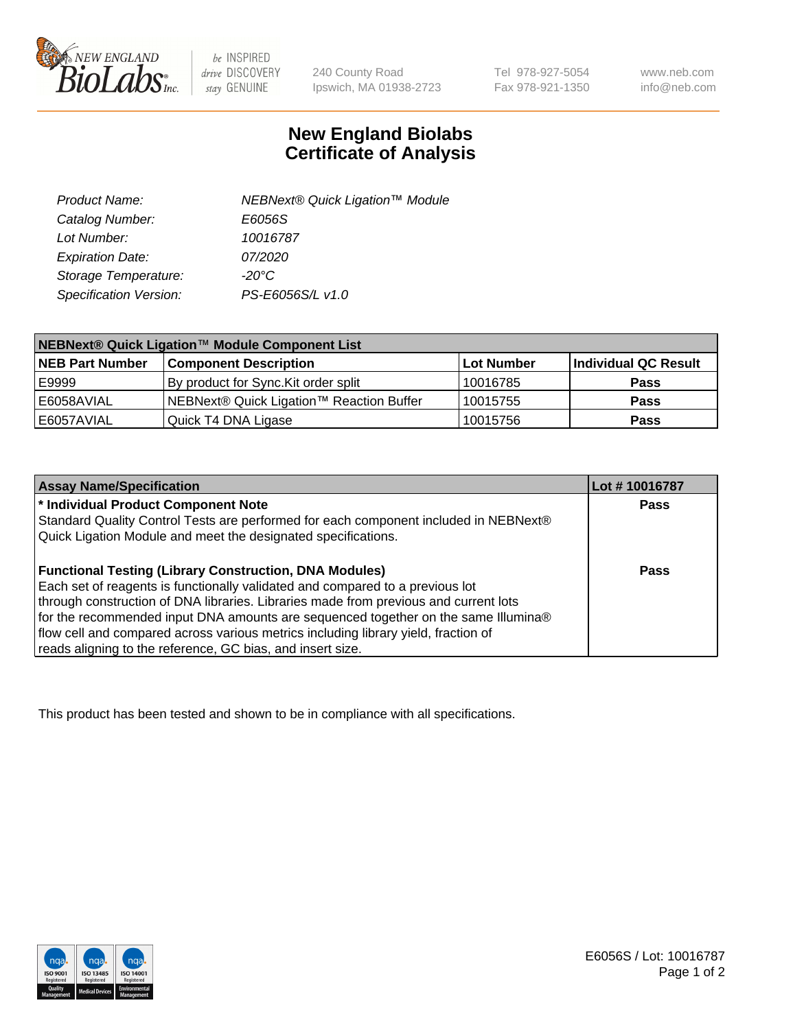NEW ENGLAND BioLabs Inc.

be INSPIRED
drive DISCOVERY
stay GENUINE

240 County Road
Ipswich, MA 01938-2723

Tel 978-927-5054
Fax 978-921-1350

www.neb.com
info@neb.com

# New England Biolabs
# Certificate of Analysis

| | |
|---|---|
| *Product Name:* | *NEBNext® Quick Ligation™ Module* |
| *Catalog Number:* | *E6056S* |
| *Lot Number:* | *10016787* |
| *Expiration Date:* | *07/2020* |
| *Storage Temperature:* | *-20°C* |
| *Specification Version:* | *PS-E6056S/L v1.0* |

| NEBNext® Quick Ligation™ Module Component List | | | |
|---|---|---|---|
| **NEB Part Number** | **Component Description** | **Lot Number** | **Individual QC Result** |
| E9999 | By product for Sync.Kit order split | 10016785 | **Pass** |
| E6058AVIAL | NEBNext® Quick Ligation™ Reaction Buffer | 10015755 | **Pass** |
| E6057AVIAL | Quick T4 DNA Ligase | 10015756 | **Pass** |

| Assay Name/Specification | Lot # 10016787 |
|---|---|
| **\* Individual Product Component Note**<br>Standard Quality Control Tests are performed for each component included in NEBNext® Quick Ligation Module and meet the designated specifications. | **Pass** |
| **Functional Testing (Library Construction, DNA Modules)**<br>Each set of reagents is functionally validated and compared to a previous lot through construction of DNA libraries. Libraries made from previous and current lots for the recommended input DNA amounts are sequenced together on the same Illumina® flow cell and compared across various metrics including library yield, fraction of reads aligning to the reference, GC bias, and insert size. | **Pass** |

This product has been tested and shown to be in compliance with all specifications.

E6056S / Lot: 10016787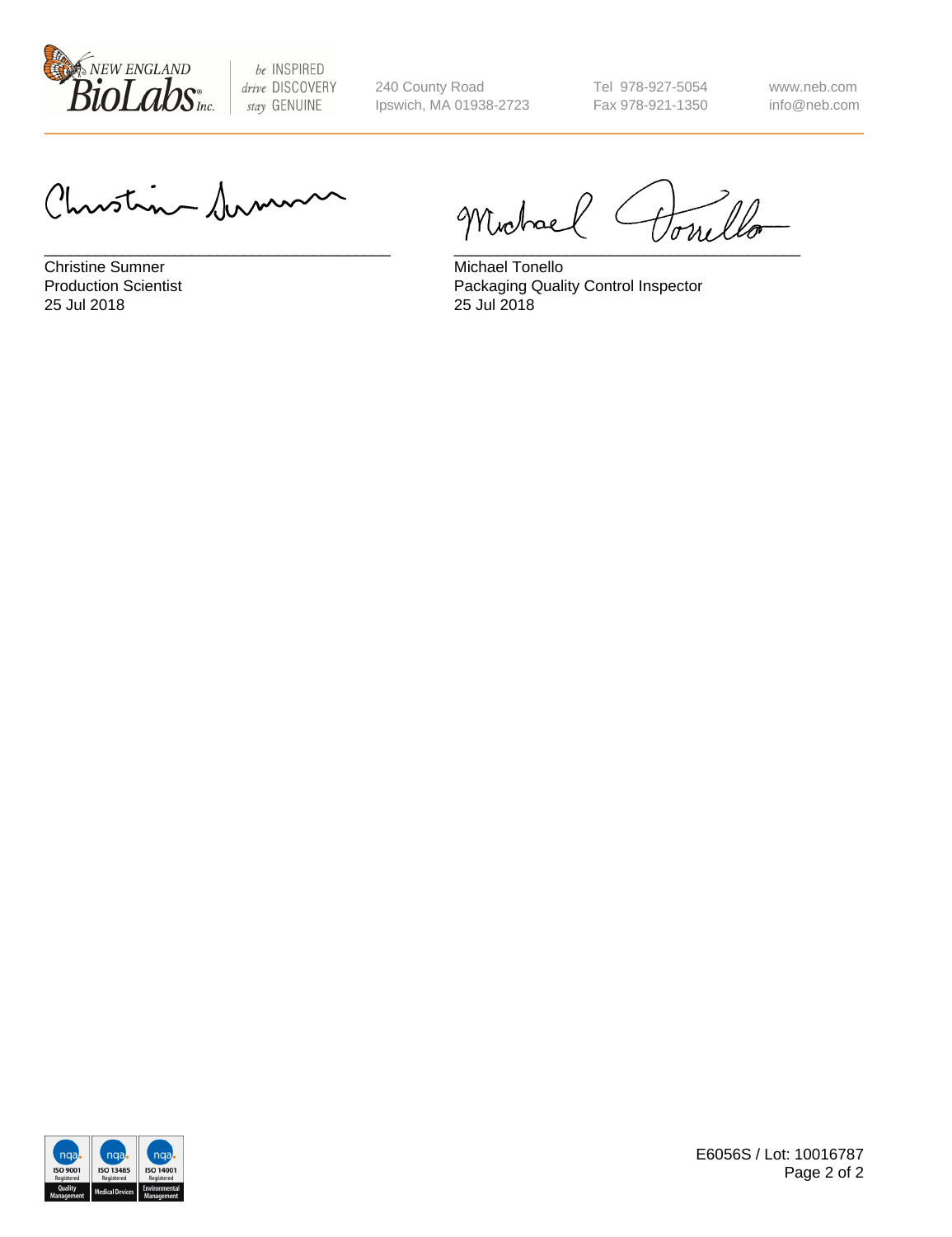240 County Road
Ipswich, MA 01938-2723

Tel 978-927-5054
Fax 978-921-1350

www.neb.com
info@neb.com

Christine Sumner
Production Scientist
25 Jul 2018

Michael Tonello
Packaging Quality Control Inspector
25 Jul 2018

E6056S / Lot: 10016787